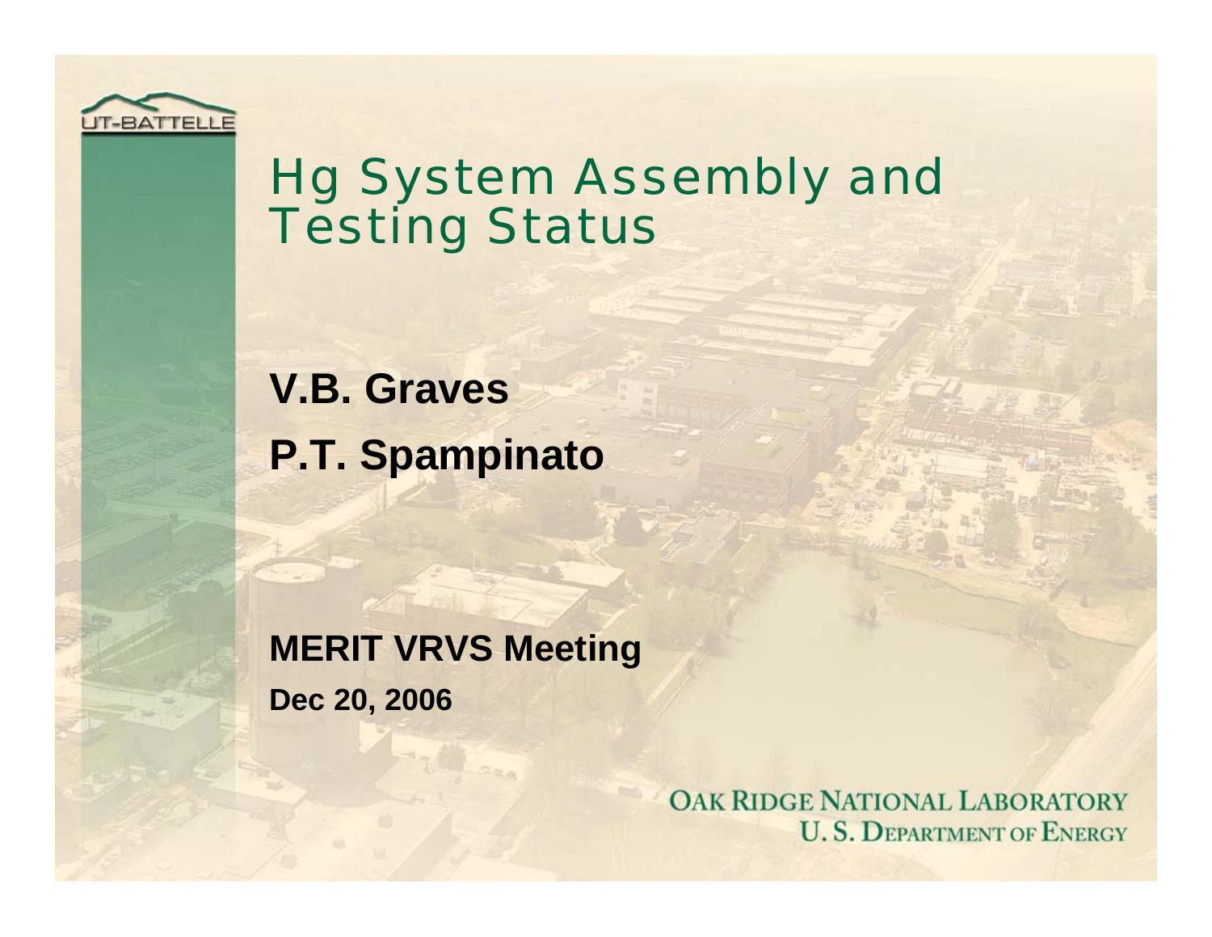# Hg System Assembly and Testing Status

**V.B. Graves**

**P.T. Spampinato**

**MERIT VRVS Meeting**

**Dec 20, 2006**

OAK RIDGE NATIONAL LABORATORY
U. S. DEPARTMENT OF ENERGY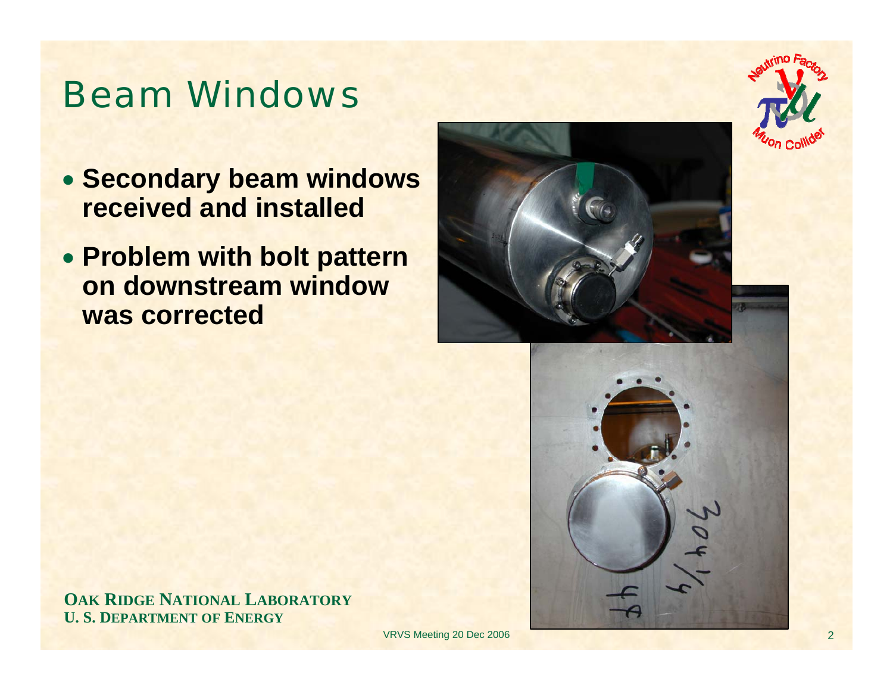# Beam Windows

- **Secondary beam windows received and installed**
- **Problem with bolt pattern on downstream window was corrected**

**OAK RIDGE NATIONAL LABORATORY**
**U. S. DEPARTMENT OF ENERGY**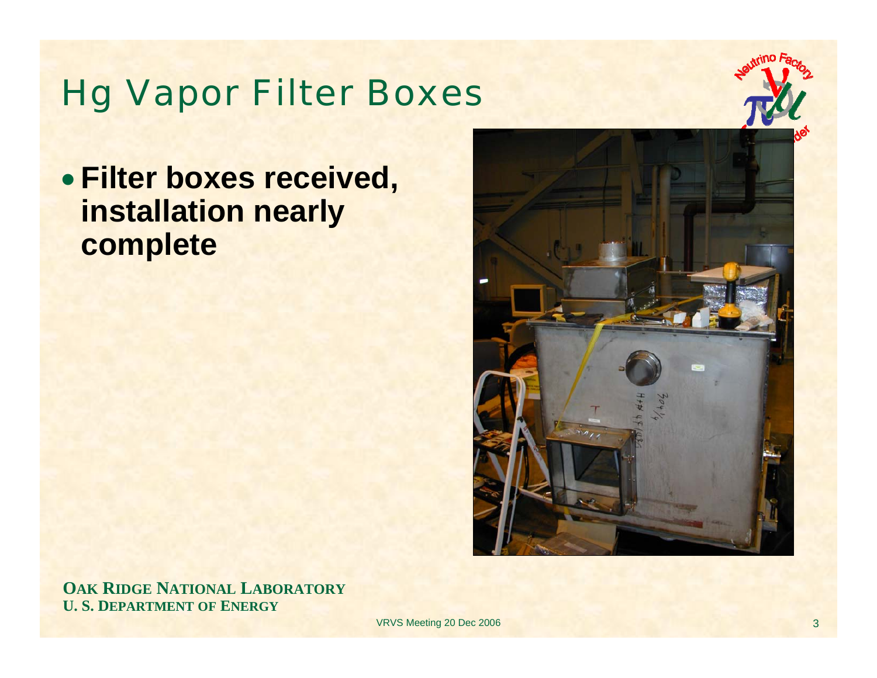# Hg Vapor Filter Boxes

- **Filter boxes received, installation nearly complete**

**OAK RIDGE NATIONAL LABORATORY**
**U. S. DEPARTMENT OF ENERGY**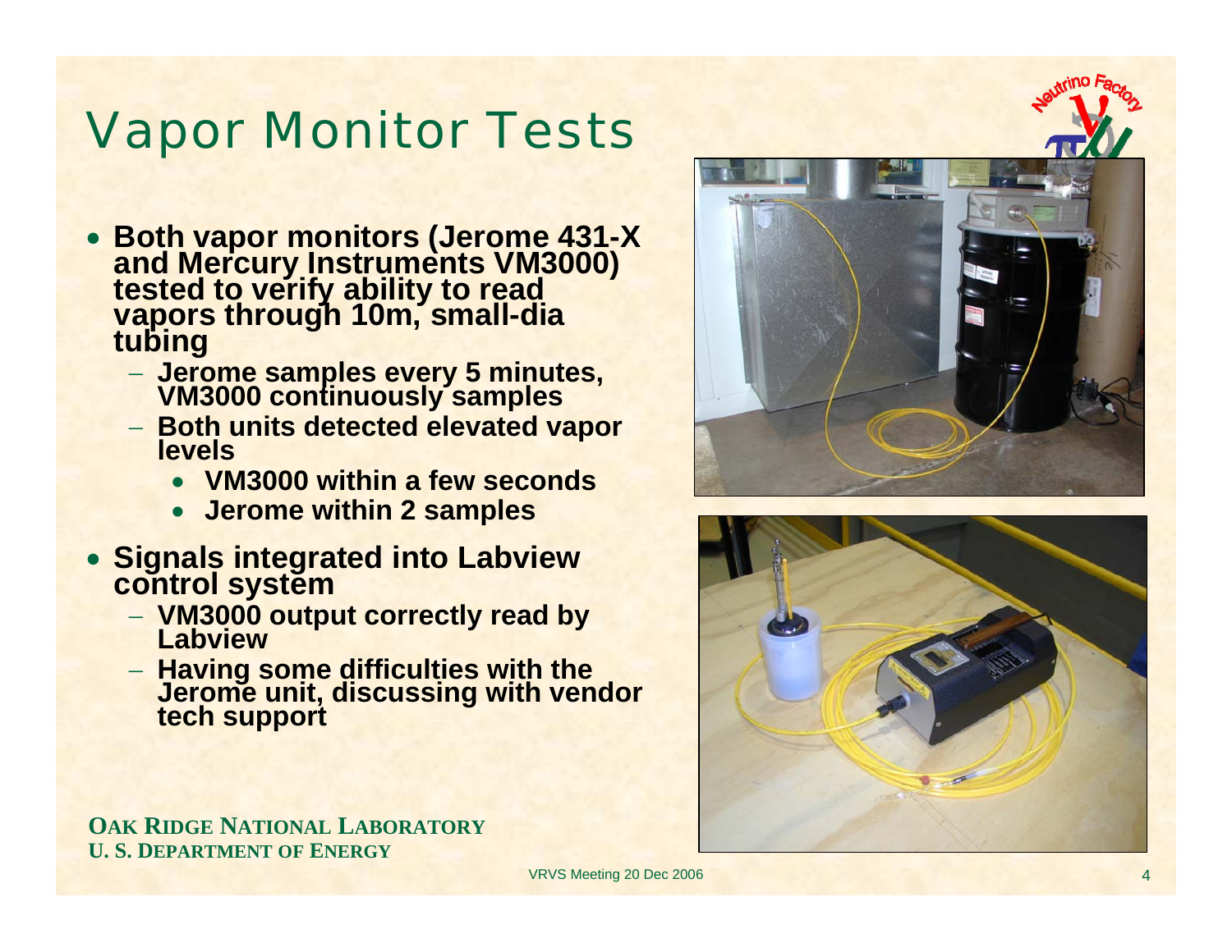# Vapor Monitor Tests

- **Both vapor monitors (Jerome 431-X and Mercury Instruments VM3000) tested to verify ability to read vapors through 10m, small-dia tubing**
  - **Jerome samples every 5 minutes, VM3000 continuously samples**
  - **Both units detected elevated vapor levels**
    - **VM3000 within a few seconds**
    - **Jerome within 2 samples**
- **Signals integrated into Labview control system**
  - **VM3000 output correctly read by Labview**
  - **Having some difficulties with the Jerome unit, discussing with vendor tech support**

**OAK RIDGE NATIONAL LABORATORY**
**U. S. DEPARTMENT OF ENERGY**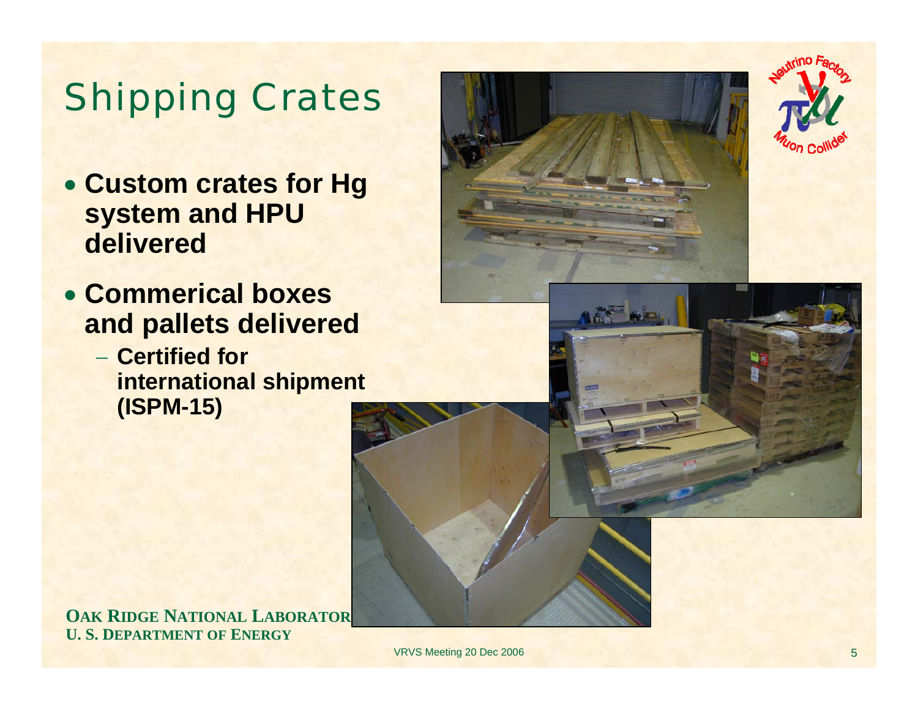# Shipping Crates

- **Custom crates for Hg system and HPU delivered**
- **Commerical boxes and pallets delivered**
  - **Certified for international shipment (ISPM-15)**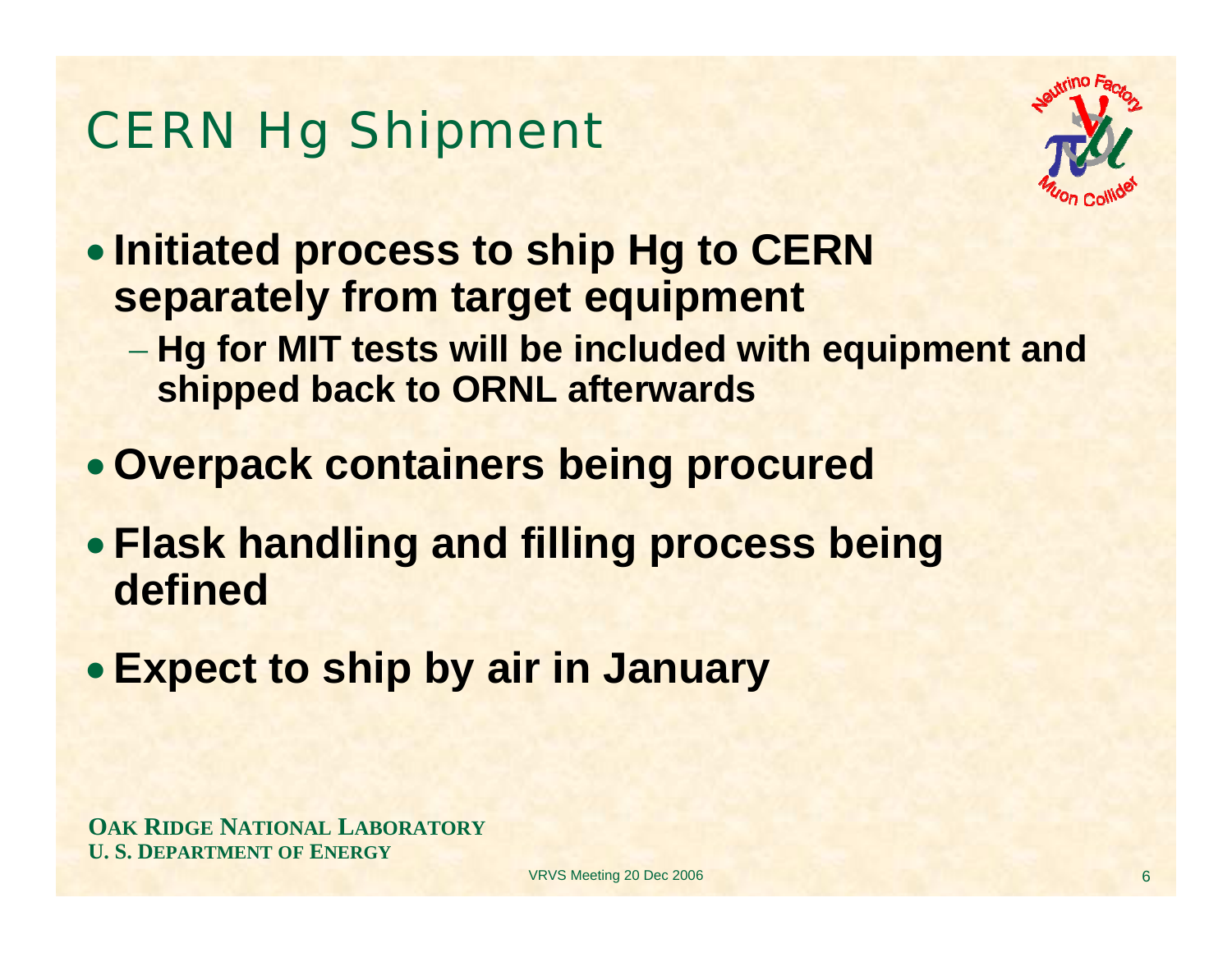# CERN Hg Shipment

- **Initiated process to ship Hg to CERN separately from target equipment**
  - **Hg for MIT tests will be included with equipment and shipped back to ORNL afterwards**
- **Overpack containers being procured**
- **Flask handling and filling process being defined**
- **Expect to ship by air in January**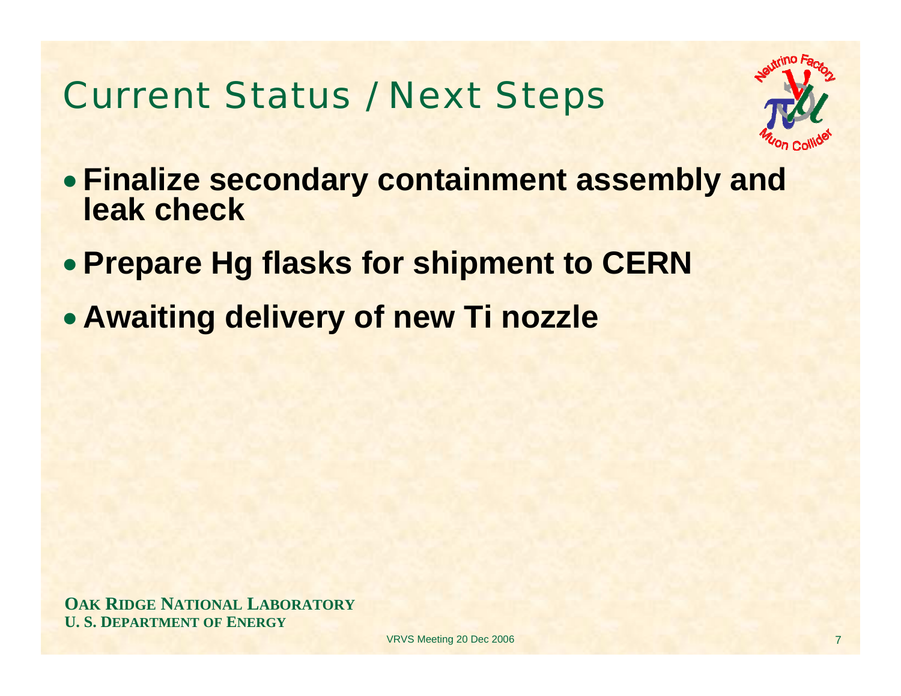# Current Status / Next Steps

- **Finalize secondary containment assembly and leak check**
- **Prepare Hg flasks for shipment to CERN**
- **Awaiting delivery of new Ti nozzle**